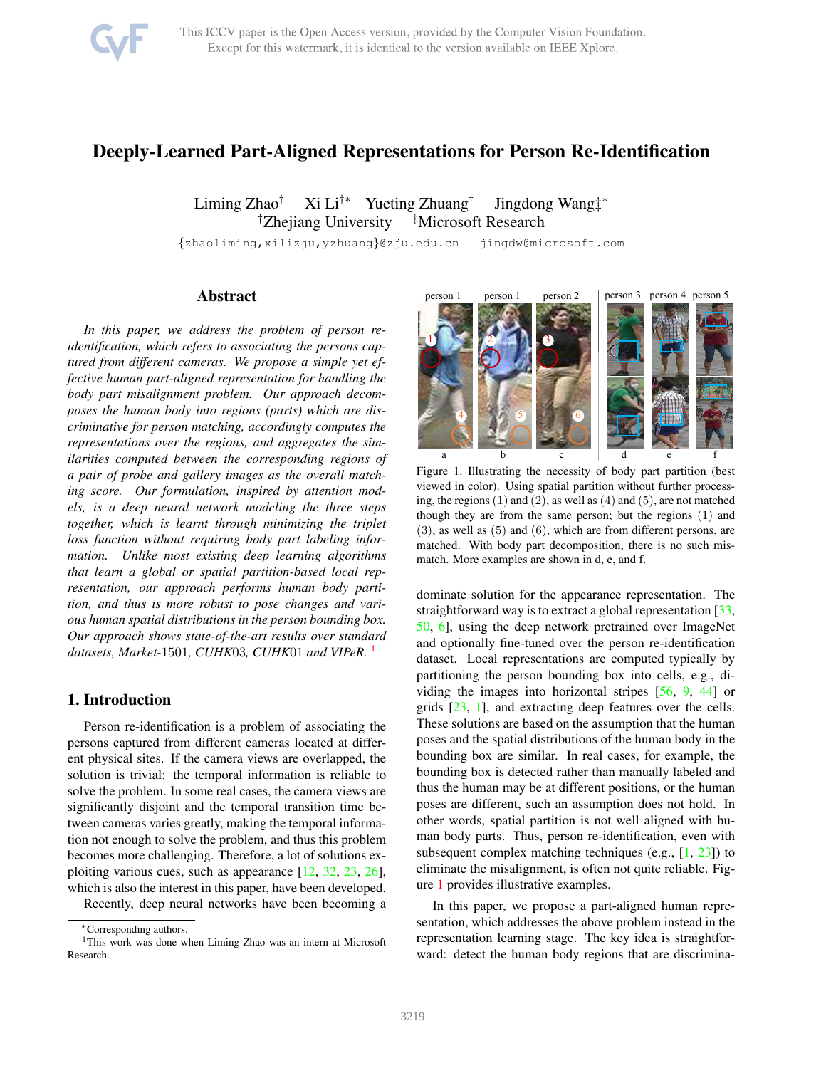# Deeply-Learned Part-Aligned Representations for Person Re-Identification

Liming Zhao[†] Xi Li[†*] Yueting Zhuang[†] Jingdong Wang[‡*]
[†]Zhejiang University [‡]Microsoft Research

{zhaoliming,xilizju,yzhuang}@zju.edu.cn jingdw@microsoft.com

## Abstract

*In this paper, we address the problem of person re-identification, which refers to associating the persons captured from different cameras. We propose a simple yet effective human part-aligned representation for handling the body part misalignment problem. Our approach decomposes the human body into regions (parts) which are discriminative for person matching, accordingly computes the representations over the regions, and aggregates the similarities computed between the corresponding regions of a pair of probe and gallery images as the overall matching score. Our formulation, inspired by attention models, is a deep neural network modeling the three steps together, which is learnt through minimizing the triplet loss function without requiring body part labeling information. Unlike most existing deep learning algorithms that learn a global or spatial partition-based local representation, our approach performs human body partition, and thus is more robust to pose changes and various human spatial distributions in the person bounding box. Our approach shows state-of-the-art results over standard datasets, Market-*1501*, CUHK*03*, CUHK*01 *and VIPeR.* [1]

Figure 1. Illustrating the necessity of body part partition (best viewed in color). Using spatial partition without further processing, the regions (1) and (2), as well as (4) and (5), are not matched though they are from the same person; but the regions (1) and (3), as well as (5) and (6), which are from different persons, are matched. With body part decomposition, there is no such mismatch. More examples are shown in d, e, and f.

## 1. Introduction

Person re-identification is a problem of associating the persons captured from different cameras located at different physical sites. If the camera views are overlapped, the solution is trivial: the temporal information is reliable to solve the problem. In some real cases, the camera views are significantly disjoint and the temporal transition time between cameras varies greatly, making the temporal information not enough to solve the problem, and thus this problem becomes more challenging. Therefore, a lot of solutions exploiting various cues, such as appearance [12, 32, 23, 26], which is also the interest in this paper, have been developed.

Recently, deep neural networks have been becoming a dominate solution for the appearance representation. The straightforward way is to extract a global representation [33, 50, 6], using the deep network pretrained over ImageNet and optionally fine-tuned over the person re-identification dataset. Local representations are computed typically by partitioning the person bounding box into cells, e.g., dividing the images into horizontal stripes [56, 9, 44] or grids [23, 1], and extracting deep features over the cells. These solutions are based on the assumption that the human poses and the spatial distributions of the human body in the bounding box are similar. In real cases, for example, the bounding box is detected rather than manually labeled and thus the human may be at different positions, or the human poses are different, such an assumption does not hold. In other words, spatial partition is not well aligned with human body parts. Thus, person re-identification, even with subsequent complex matching techniques (e.g., [1, 23]) to eliminate the misalignment, is often not quite reliable. Figure 1 provides illustrative examples.

In this paper, we propose a part-aligned human representation, which addresses the above problem instead in the representation learning stage. The key idea is straightforward: detect the human body regions that are discrimina-

*Corresponding authors.

[1]This work was done when Liming Zhao was an intern at Microsoft Research.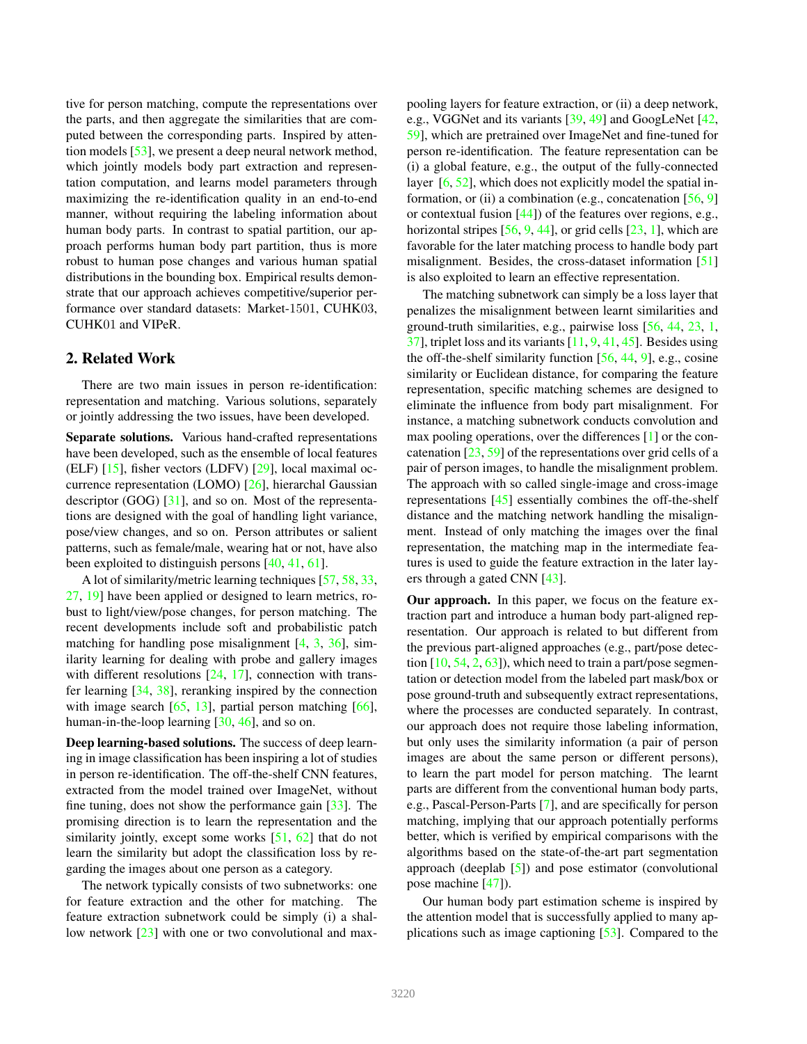tive for person matching, compute the representations over the parts, and then aggregate the similarities that are computed between the corresponding parts. Inspired by attention models [53], we present a deep neural network method, which jointly models body part extraction and representation computation, and learns model parameters through maximizing the re-identification quality in an end-to-end manner, without requiring the labeling information about human body parts. In contrast to spatial partition, our approach performs human body part partition, thus is more robust to human pose changes and various human spatial distributions in the bounding box. Empirical results demonstrate that our approach achieves competitive/superior performance over standard datasets: Market-1501, CUHK03, CUHK01 and VIPeR.

## 2. Related Work

There are two main issues in person re-identification: representation and matching. Various solutions, separately or jointly addressing the two issues, have been developed.

**Separate solutions.** Various hand-crafted representations have been developed, such as the ensemble of local features (ELF) [15], fisher vectors (LDFV) [29], local maximal occurrence representation (LOMO) [26], hierarchal Gaussian descriptor (GOG) [31], and so on. Most of the representations are designed with the goal of handling light variance, pose/view changes, and so on. Person attributes or salient patterns, such as female/male, wearing hat or not, have also been exploited to distinguish persons [40, 41, 61].

A lot of similarity/metric learning techniques [57, 58, 33, 27, 19] have been applied or designed to learn metrics, robust to light/view/pose changes, for person matching. The recent developments include soft and probabilistic patch matching for handling pose misalignment [4, 3, 36], similarity learning for dealing with probe and gallery images with different resolutions [24, 17], connection with transfer learning [34, 38], reranking inspired by the connection with image search [65, 13], partial person matching [66], human-in-the-loop learning [30, 46], and so on.

**Deep learning-based solutions.** The success of deep learning in image classification has been inspiring a lot of studies in person re-identification. The off-the-shelf CNN features, extracted from the model trained over ImageNet, without fine tuning, does not show the performance gain [33]. The promising direction is to learn the representation and the similarity jointly, except some works [51, 62] that do not learn the similarity but adopt the classification loss by regarding the images about one person as a category.

The network typically consists of two subnetworks: one for feature extraction and the other for matching. The feature extraction subnetwork could be simply (i) a shallow network [23] with one or two convolutional and max-pooling layers for feature extraction, or (ii) a deep network, e.g., VGGNet and its variants [39, 49] and GoogLeNet [42, 59], which are pretrained over ImageNet and fine-tuned for person re-identification. The feature representation can be (i) a global feature, e.g., the output of the fully-connected layer [6, 52], which does not explicitly model the spatial information, or (ii) a combination (e.g., concatenation [56, 9] or contextual fusion [44]) of the features over regions, e.g., horizontal stripes [56, 9, 44], or grid cells [23, 1], which are favorable for the later matching process to handle body part misalignment. Besides, the cross-dataset information [51] is also exploited to learn an effective representation.

The matching subnetwork can simply be a loss layer that penalizes the misalignment between learnt similarities and ground-truth similarities, e.g., pairwise loss [56, 44, 23, 1, 37], triplet loss and its variants [11, 9, 41, 45]. Besides using the off-the-shelf similarity function [56, 44, 9], e.g., cosine similarity or Euclidean distance, for comparing the feature representation, specific matching schemes are designed to eliminate the influence from body part misalignment. For instance, a matching subnetwork conducts convolution and max pooling operations, over the differences [1] or the concatenation [23, 59] of the representations over grid cells of a pair of person images, to handle the misalignment problem. The approach with so called single-image and cross-image representations [45] essentially combines the off-the-shelf distance and the matching network handling the misalignment. Instead of only matching the images over the final representation, the matching map in the intermediate features is used to guide the feature extraction in the later layers through a gated CNN [43].

**Our approach.** In this paper, we focus on the feature extraction part and introduce a human body part-aligned representation. Our approach is related to but different from the previous part-aligned approaches (e.g., part/pose detection [10, 54, 2, 63]), which need to train a part/pose segmentation or detection model from the labeled part mask/box or pose ground-truth and subsequently extract representations, where the processes are conducted separately. In contrast, our approach does not require those labeling information, but only uses the similarity information (a pair of person images are about the same person or different persons), to learn the part model for person matching. The learnt parts are different from the conventional human body parts, e.g., Pascal-Person-Parts [7], and are specifically for person matching, implying that our approach potentially performs better, which is verified by empirical comparisons with the algorithms based on the state-of-the-art part segmentation approach (deeplab [5]) and pose estimator (convolutional pose machine [47]).

Our human body part estimation scheme is inspired by the attention model that is successfully applied to many applications such as image captioning [53]. Compared to the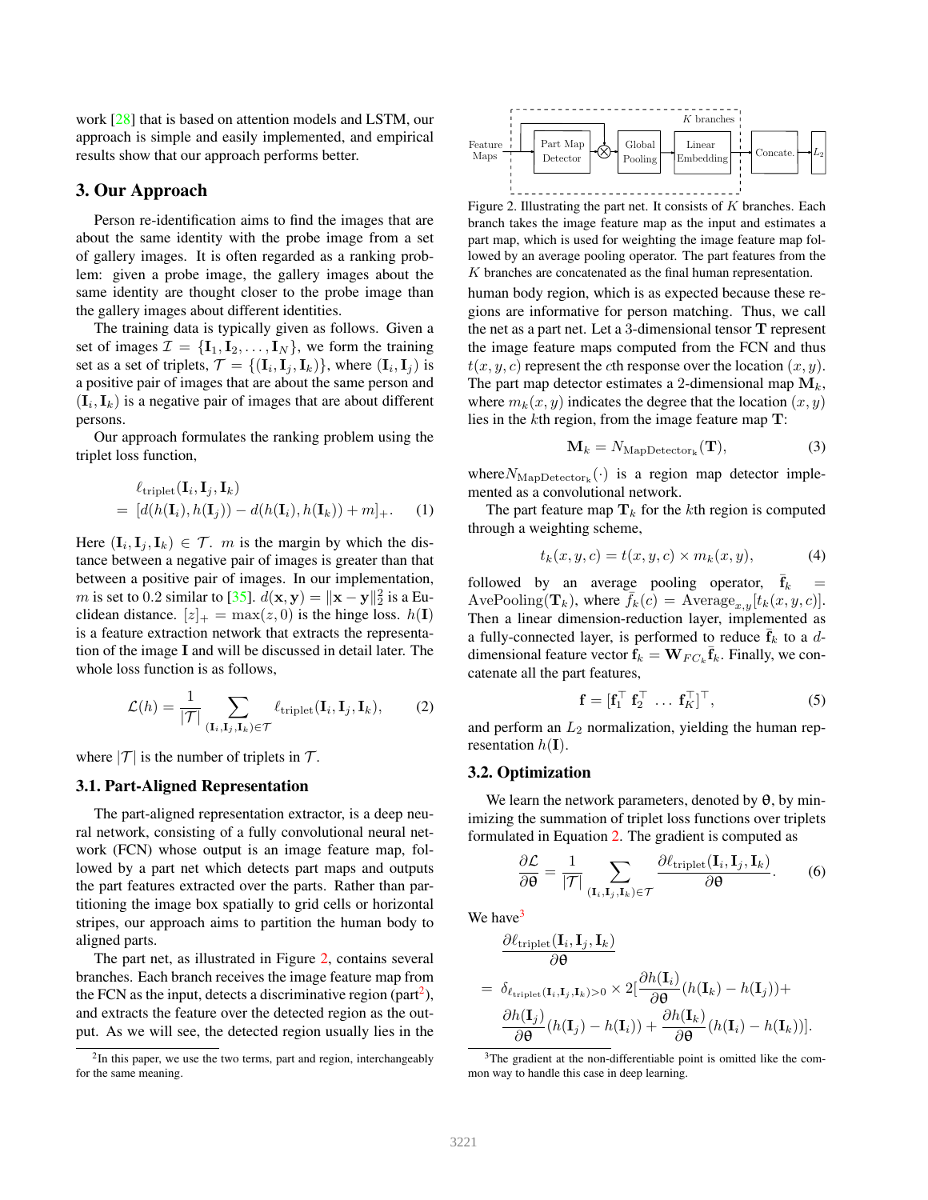work [28] that is based on attention models and LSTM, our approach is simple and easily implemented, and empirical results show that our approach performs better.

## 3. Our Approach

Person re-identification aims to find the images that are about the same identity with the probe image from a set of gallery images. It is often regarded as a ranking problem: given a probe image, the gallery images about the same identity are thought closer to the probe image than the gallery images about different identities.

The training data is typically given as follows. Given a set of images $\mathcal{I} = \{\mathbf{I}_1, \mathbf{I}_2, \dots, \mathbf{I}_N\}$, we form the training set as a set of triplets, $\mathcal{T} = \{(\mathbf{I}_i, \mathbf{I}_j, \mathbf{I}_k)\}$, where $(\mathbf{I}_i, \mathbf{I}_j)$ is a positive pair of images that are about the same person and $(\mathbf{I}_i, \mathbf{I}_k)$ is a negative pair of images that are about different persons.

Our approach formulates the ranking problem using the triplet loss function,

$$\begin{aligned} & \ell_{\text{triplet}}(\mathbf{I}_i, \mathbf{I}_j, \mathbf{I}_k) \\ =\ & [d(h(\mathbf{I}_i), h(\mathbf{I}_j)) - d(h(\mathbf{I}_i), h(\mathbf{I}_k)) + m]_+. \end{aligned} \tag{1}$$

Here $(\mathbf{I}_i, \mathbf{I}_j, \mathbf{I}_k) \in \mathcal{T}$. $m$ is the margin by which the distance between a negative pair of images is greater than that between a positive pair of images. In our implementation, $m$ is set to $0.2$ similar to [35]. $d(\mathbf{x}, \mathbf{y}) = \|\mathbf{x} - \mathbf{y}\|_2^2$ is a Euclidean distance. $[z]_+ = \max(z, 0)$ is the hinge loss. $h(\mathbf{I})$ is a feature extraction network that extracts the representation of the image $\mathbf{I}$ and will be discussed in detail later. The whole loss function is as follows,

$$\mathcal{L}(h) = \frac{1}{|\mathcal{T}|} \sum_{(\mathbf{I}_i, \mathbf{I}_j, \mathbf{I}_k) \in \mathcal{T}} \ell_{\text{triplet}}(\mathbf{I}_i, \mathbf{I}_j, \mathbf{I}_k), \tag{2}$$

where $|\mathcal{T}|$ is the number of triplets in $\mathcal{T}$.

### 3.1. Part-Aligned Representation

The part-aligned representation extractor, is a deep neural network, consisting of a fully convolutional neural network (FCN) whose output is an image feature map, followed by a part net which detects part maps and outputs the part features extracted over the parts. Rather than partitioning the image box spatially to grid cells or horizontal stripes, our approach aims to partition the human body to aligned parts.

The part net, as illustrated in Figure 2, contains several branches. Each branch receives the image feature map from the FCN as the input, detects a discriminative region (part[2]), and extracts the feature over the detected region as the output. As we will see, the detected region usually lies in the human body region, which is as expected because these regions are informative for person matching. Thus, we call the net as a part net. Let a 3-dimensional tensor $\mathbf{T}$ represent the image feature maps computed from the FCN and thus $t(x, y, c)$ represent the $c$th response over the location $(x, y)$. The part map detector estimates a 2-dimensional map $\mathbf{M}_k$, where $m_k(x, y)$ indicates the degree that the location $(x, y)$ lies in the $k$th region, from the image feature map $\mathbf{T}$:

Figure 2. Illustrating the part net. It consists of $K$ branches. Each branch takes the image feature map as the input and estimates a part map, which is used for weighting the image feature map followed by an average pooling operator. The part features from the $K$ branches are concatenated as the final human representation.

$$\mathbf{M}_k = N_{\text{MapDetector}_k}(\mathbf{T}), \tag{3}$$

where $N_{\text{MapDetector}_k}(\cdot)$ is a region map detector implemented as a convolutional network.

The part feature map $\mathbf{T}_k$ for the $k$th region is computed through a weighting scheme,

$$t_k(x, y, c) = t(x, y, c) \times m_k(x, y), \tag{4}$$

followed by an average pooling operator, $\bar{\mathbf{f}}_k = \text{AvePooling}(\mathbf{T}_k)$, where $\bar{f}_k(c) = \text{Average}_{x,y}[t_k(x, y, c)]$. Then a linear dimension-reduction layer, implemented as a fully-connected layer, is performed to reduce $\bar{\mathbf{f}}_k$ to a $d$-dimensional feature vector $\mathbf{f}_k = \mathbf{W}_{FC_k}\bar{\mathbf{f}}_k$. Finally, we concatenate all the part features,

$$\mathbf{f} = [\mathbf{f}_1^\top\ \mathbf{f}_2^\top\ \dots\ \mathbf{f}_K^\top]^\top, \tag{5}$$

and perform an $L_2$ normalization, yielding the human representation $h(\mathbf{I})$.

### 3.2. Optimization

We learn the network parameters, denoted by $\boldsymbol{\theta}$, by minimizing the summation of triplet loss functions over triplets formulated in Equation 2. The gradient is computed as

$$\frac{\partial \mathcal{L}}{\partial \boldsymbol{\theta}} = \frac{1}{|\mathcal{T}|} \sum_{(\mathbf{I}_i, \mathbf{I}_j, \mathbf{I}_k) \in \mathcal{T}} \frac{\partial \ell_{\text{triplet}}(\mathbf{I}_i, \mathbf{I}_j, \mathbf{I}_k)}{\partial \boldsymbol{\theta}}. \tag{6}$$

We have[3]

$$\begin{aligned} & \frac{\partial \ell_{\text{triplet}}(\mathbf{I}_i, \mathbf{I}_j, \mathbf{I}_k)}{\partial \boldsymbol{\theta}} \\ =\ & \delta_{\ell_{\text{triplet}}(\mathbf{I}_i, \mathbf{I}_j, \mathbf{I}_k) > 0} \times 2\Big[\frac{\partial h(\mathbf{I}_i)}{\partial \boldsymbol{\theta}}(h(\mathbf{I}_k) - h(\mathbf{I}_j)) + \\ & \frac{\partial h(\mathbf{I}_j)}{\partial \boldsymbol{\theta}}(h(\mathbf{I}_j) - h(\mathbf{I}_i)) + \frac{\partial h(\mathbf{I}_k)}{\partial \boldsymbol{\theta}}(h(\mathbf{I}_i) - h(\mathbf{I}_k))\Big]. \end{aligned}$$

[2] In this paper, we use the two terms, part and region, interchangeably for the same meaning.

[3] The gradient at the non-differentiable point is omitted like the common way to handle this case in deep learning.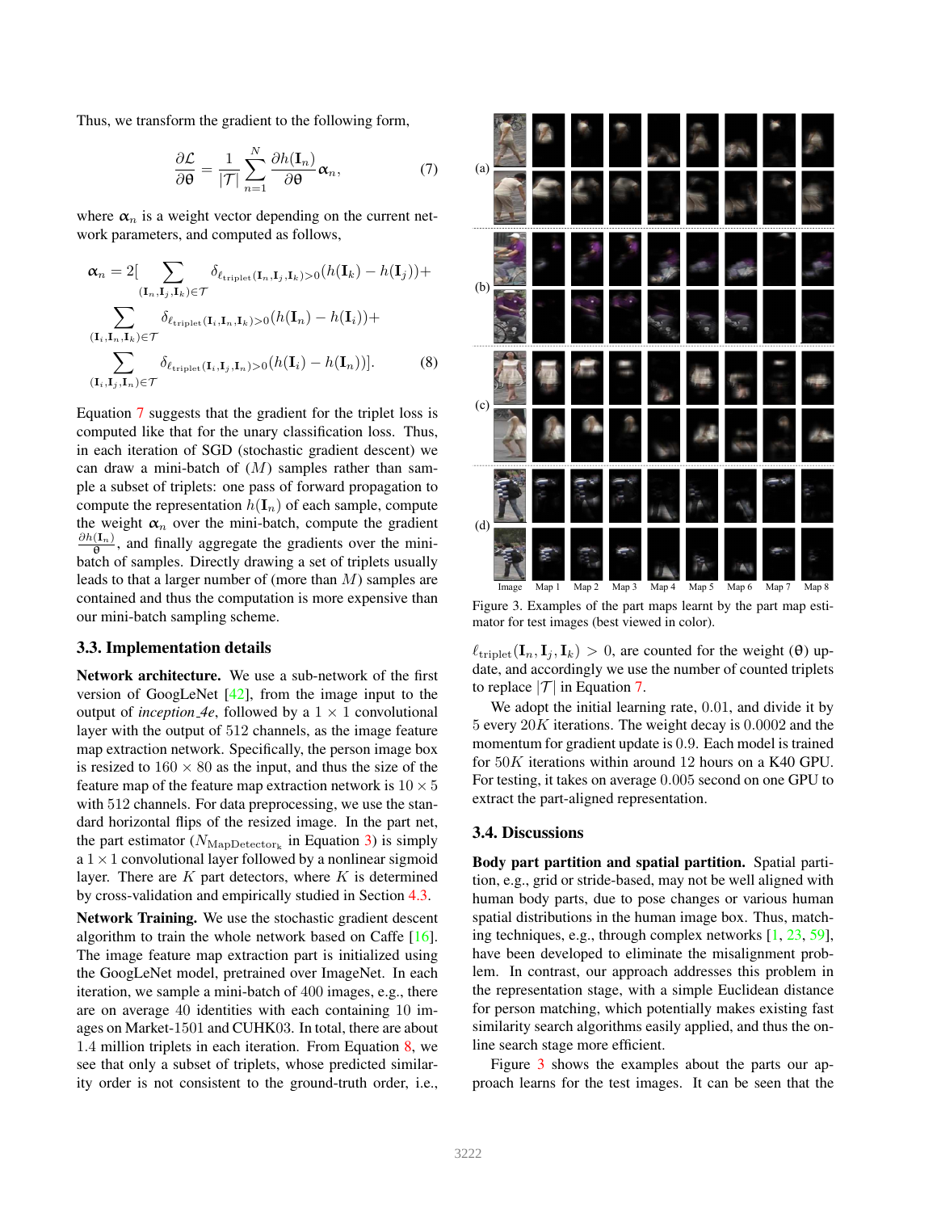Thus, we transform the gradient to the following form,

$$\frac{\partial \mathcal{L}}{\partial \theta} = \frac{1}{|\mathcal{T}|} \sum_{n=1}^{N} \frac{\partial h(\mathbf{I}_n)}{\partial \theta} \boldsymbol{\alpha}_n, \tag{7}$$

where $\boldsymbol{\alpha}_n$ is a weight vector depending on the current network parameters, and computed as follows,

$$\begin{aligned}
\boldsymbol{\alpha}_n = 2[ & \sum_{(\mathbf{I}_n, \mathbf{I}_j, \mathbf{I}_k) \in \mathcal{T}} \delta_{\ell_{\text{triplet}}(\mathbf{I}_n, \mathbf{I}_j, \mathbf{I}_k) > 0} (h(\mathbf{I}_k) - h(\mathbf{I}_j)) + \\
& \sum_{(\mathbf{I}_i, \mathbf{I}_n, \mathbf{I}_k) \in \mathcal{T}} \delta_{\ell_{\text{triplet}}(\mathbf{I}_i, \mathbf{I}_n, \mathbf{I}_k) > 0} (h(\mathbf{I}_n) - h(\mathbf{I}_i)) + \\
& \sum_{(\mathbf{I}_i, \mathbf{I}_j, \mathbf{I}_n) \in \mathcal{T}} \delta_{\ell_{\text{triplet}}(\mathbf{I}_i, \mathbf{I}_j, \mathbf{I}_n) > 0} (h(\mathbf{I}_i) - h(\mathbf{I}_n))].
\end{aligned} \tag{8}$$

Equation 7 suggests that the gradient for the triplet loss is computed like that for the unary classification loss. Thus, in each iteration of SGD (stochastic gradient descent) we can draw a mini-batch of ($M$) samples rather than sample a subset of triplets: one pass of forward propagation to compute the representation $h(\mathbf{I}_n)$ of each sample, compute the weight $\boldsymbol{\alpha}_n$ over the mini-batch, compute the gradient $\frac{\partial h(\mathbf{I}_n)}{\theta}$, and finally aggregate the gradients over the mini-batch of samples. Directly drawing a set of triplets usually leads to that a larger number of (more than $M$) samples are contained and thus the computation is more expensive than our mini-batch sampling scheme.

### 3.3. Implementation details

**Network architecture.** We use a sub-network of the first version of GoogLeNet [42], from the image input to the output of *inception_4e*, followed by a $1 \times 1$ convolutional layer with the output of 512 channels, as the image feature map extraction network. Specifically, the person image box is resized to $160 \times 80$ as the input, and thus the size of the feature map of the feature map extraction network is $10 \times 5$ with 512 channels. For data preprocessing, we use the standard horizontal flips of the resized image. In the part net, the part estimator ($N_{\text{MapDetector}_k}$ in Equation 3) is simply a $1 \times 1$ convolutional layer followed by a nonlinear sigmoid layer. There are $K$ part detectors, where $K$ is determined by cross-validation and empirically studied in Section 4.3.

**Network Training.** We use the stochastic gradient descent algorithm to train the whole network based on Caffe [16]. The image feature map extraction part is initialized using the GoogLeNet model, pretrained over ImageNet. In each iteration, we sample a mini-batch of 400 images, e.g., there are on average 40 identities with each containing 10 images on Market-1501 and CUHK03. In total, there are about 1.4 million triplets in each iteration. From Equation 8, we see that only a subset of triplets, whose predicted similarity order is not consistent to the ground-truth order, i.e., $\ell_{\text{triplet}}(\mathbf{I}_n, \mathbf{I}_j, \mathbf{I}_k) > 0$, are counted for the weight ($\theta$) update, and accordingly we use the number of counted triplets to replace $|\mathcal{T}|$ in Equation 7.

We adopt the initial learning rate, 0.01, and divide it by 5 every $20K$ iterations. The weight decay is 0.0002 and the momentum for gradient update is 0.9. Each model is trained for $50K$ iterations within around 12 hours on a K40 GPU. For testing, it takes on average 0.005 second on one GPU to extract the part-aligned representation.

Figure 3. Examples of the part maps learnt by the part map estimator for test images (best viewed in color).

### 3.4. Discussions

**Body part partition and spatial partition.** Spatial partition, e.g., grid or stride-based, may not be well aligned with human body parts, due to pose changes or various human spatial distributions in the human image box. Thus, matching techniques, e.g., through complex networks [1, 23, 59], have been developed to eliminate the misalignment problem. In contrast, our approach addresses this problem in the representation stage, with a simple Euclidean distance for person matching, which potentially makes existing fast similarity search algorithms easily applied, and thus the online search stage more efficient.

Figure 3 shows the examples about the parts our approach learns for the test images. It can be seen that the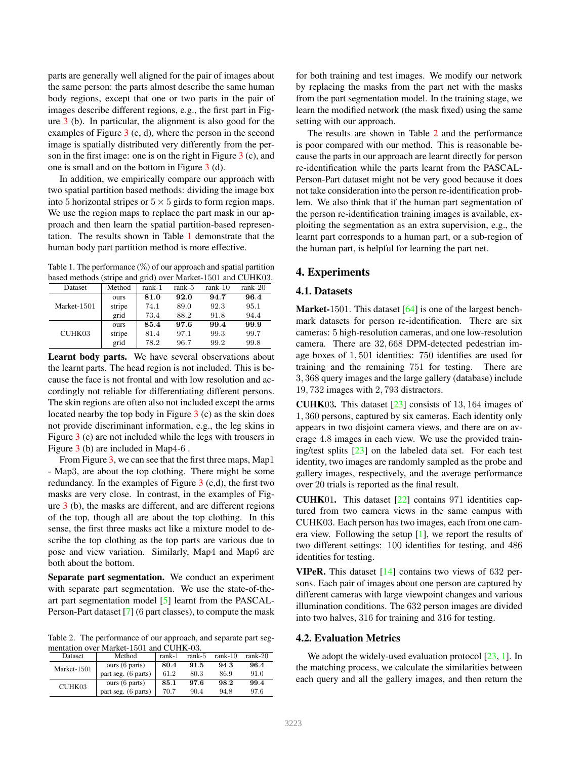parts are generally well aligned for the pair of images about the same person: the parts almost describe the same human body regions, except that one or two parts in the pair of images describe different regions, e.g., the first part in Figure 3 (b). In particular, the alignment is also good for the examples of Figure 3 (c, d), where the person in the second image is spatially distributed very differently from the person in the first image: one is on the right in Figure 3 (c), and one is small and on the bottom in Figure 3 (d).

In addition, we empirically compare our approach with two spatial partition based methods: dividing the image box into 5 horizontal stripes or $5 \times 5$ girds to form region maps. We use the region maps to replace the part mask in our approach and then learn the spatial partition-based representation. The results shown in Table 1 demonstrate that the human body part partition method is more effective.

Table 1. The performance (%) of our approach and spatial partition based methods (stripe and grid) over Market-1501 and CUHK03.

| Dataset | Method | rank-1 | rank-5 | rank-10 | rank-20 |
|---|---|---|---|---|---|
| Market-1501 | ours | **81.0** | **92.0** | **94.7** | **96.4** |
| | stripe | 74.1 | 89.0 | 92.3 | 95.1 |
| | grid | 73.4 | 88.2 | 91.8 | 94.4 |
| CUHK03 | ours | **85.4** | **97.6** | **99.4** | **99.9** |
| | stripe | 81.4 | 97.1 | 99.3 | 99.7 |
| | grid | 78.2 | 96.7 | 99.2 | 99.8 |

**Learnt body parts.** We have several observations about the learnt parts. The head region is not included. This is because the face is not frontal and with low resolution and accordingly not reliable for differentiating different persons. The skin regions are often also not included except the arms located nearby the top body in Figure 3 (c) as the skin does not provide discriminant information, e.g., the leg skins in Figure 3 (c) are not included while the legs with trousers in Figure 3 (b) are included in Map4-6 .

From Figure 3, we can see that the first three maps, Map1 - Map3, are about the top clothing. There might be some redundancy. In the examples of Figure 3 (c,d), the first two masks are very close. In contrast, in the examples of Figure 3 (b), the masks are different, and are different regions of the top, though all are about the top clothing. In this sense, the first three masks act like a mixture model to describe the top clothing as the top parts are various due to pose and view variation. Similarly, Map4 and Map6 are both about the bottom.

**Separate part segmentation.** We conduct an experiment with separate part segmentation. We use the state-of-the-art part segmentation model [5] learnt from the PASCAL-Person-Part dataset [7] (6 part classes), to compute the mask for both training and test images. We modify our network by replacing the masks from the part net with the masks from the part segmentation model. In the training stage, we learn the modified network (the mask fixed) using the same setting with our approach.

Table 2. The performance of our approach, and separate part segmentation over Market-1501 and CUHK-03.

| Dataset | Method | rank-1 | rank-5 | rank-10 | rank-20 |
|---|---|---|---|---|---|
| Market-1501 | ours (6 parts) | **80.4** | **91.5** | **94.3** | **96.4** |
| | part seg. (6 parts) | 61.2 | 80.3 | 86.9 | 91.0 |
| CUHK03 | ours (6 parts) | **85.1** | **97.6** | **98.2** | **99.4** |
| | part seg. (6 parts) | 70.7 | 90.4 | 94.8 | 97.6 |

The results are shown in Table 2 and the performance is poor compared with our method. This is reasonable because the parts in our approach are learnt directly for person re-identification while the parts learnt from the PASCAL-Person-Part dataset might not be very good because it does not take consideration into the person re-identification problem. We also think that if the human part segmentation of the person re-identification training images is available, exploiting the segmentation as an extra supervision, e.g., the learnt part corresponds to a human part, or a sub-region of the human part, is helpful for learning the part net.

## 4. Experiments

### 4.1. Datasets

**Market-**1501. This dataset [64] is one of the largest benchmark datasets for person re-identification. There are six cameras: 5 high-resolution cameras, and one low-resolution camera. There are $32,668$ DPM-detected pedestrian image boxes of $1,501$ identities: 750 identifies are used for training and the remaining 751 for testing. There are $3,368$ query images and the large gallery (database) include $19,732$ images with $2,793$ distractors.

**CUHK**03. This dataset [23] consists of $13,164$ images of $1,360$ persons, captured by six cameras. Each identity only appears in two disjoint camera views, and there are on average 4.8 images in each view. We use the provided training/test splits [23] on the labeled data set. For each test identity, two images are randomly sampled as the probe and gallery images, respectively, and the average performance over 20 trials is reported as the final result.

**CUHK**01. This dataset [22] contains 971 identities captured from two camera views in the same campus with CUHK03. Each person has two images, each from one camera view. Following the setup [1], we report the results of two different settings: 100 identifies for testing, and 486 identities for testing.

**VIPeR.** This dataset [14] contains two views of 632 persons. Each pair of images about one person are captured by different cameras with large viewpoint changes and various illumination conditions. The 632 person images are divided into two halves, 316 for training and 316 for testing.

### 4.2. Evaluation Metrics

We adopt the widely-used evaluation protocol [23, 1]. In the matching process, we calculate the similarities between each query and all the gallery images, and then return the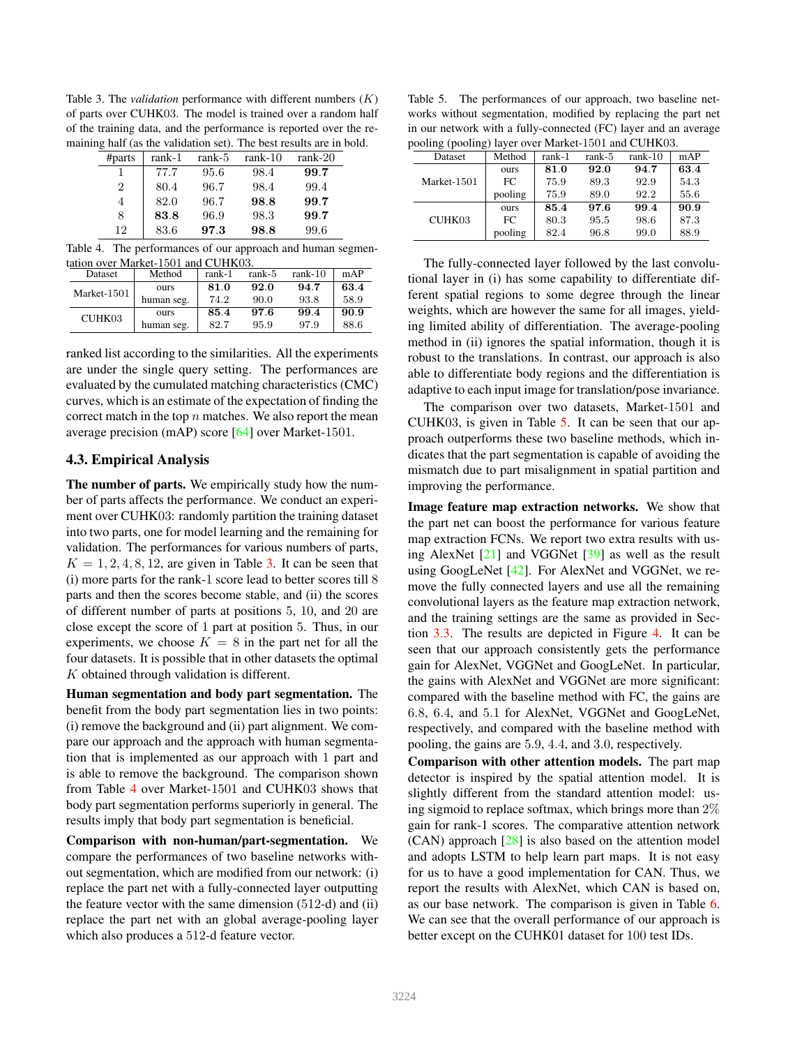Table 3. The *validation* performance with different numbers ($K$) of parts over CUHK03. The model is trained over a random half of the training data, and the performance is reported over the remaining half (as the validation set). The best results are in bold.

| #parts | rank-1 | rank-5 | rank-10 | rank-20 |
|---|---|---|---|---|
| 1 | 77.7 | 95.6 | 98.4 | **99.7** |
| 2 | 80.4 | 96.7 | 98.4 | 99.4 |
| 4 | 82.0 | 96.7 | **98.8** | **99.7** |
| 8 | **83.8** | 96.9 | 98.3 | **99.7** |
| 12 | 83.6 | **97.3** | **98.8** | 99.6 |

Table 4. The performances of our approach and human segmentation over Market-1501 and CUHK03.

| Dataset | Method | rank-1 | rank-5 | rank-10 | mAP |
|---|---|---|---|---|---|
| Market-1501 | ours | **81.0** | **92.0** | **94.7** | **63.4** |
| | human seg. | 74.2 | 90.0 | 93.8 | 58.9 |
| CUHK03 | ours | **85.4** | **97.6** | **99.4** | **90.9** |
| | human seg. | 82.7 | 95.9 | 97.9 | 88.6 |

ranked list according to the similarities. All the experiments are under the single query setting. The performances are evaluated by the cumulated matching characteristics (CMC) curves, which is an estimate of the expectation of finding the correct match in the top $n$ matches. We also report the mean average precision (mAP) score [64] over Market-1501.

### 4.3. Empirical Analysis

**The number of parts.** We empirically study how the number of parts affects the performance. We conduct an experiment over CUHK03: randomly partition the training dataset into two parts, one for model learning and the remaining for validation. The performances for various numbers of parts, $K = 1, 2, 4, 8, 12$, are given in Table 3. It can be seen that (i) more parts for the rank-1 score lead to better scores till 8 parts and then the scores become stable, and (ii) the scores of different number of parts at positions 5, 10, and 20 are close except the score of 1 part at position 5. Thus, in our experiments, we choose $K = 8$ in the part net for all the four datasets. It is possible that in other datasets the optimal $K$ obtained through validation is different.

**Human segmentation and body part segmentation.** The benefit from the body part segmentation lies in two points: (i) remove the background and (ii) part alignment. We compare our approach and the approach with human segmentation that is implemented as our approach with 1 part and is able to remove the background. The comparison shown from Table 4 over Market-1501 and CUHK03 shows that body part segmentation performs superiorly in general. The results imply that body part segmentation is beneficial.

**Comparison with non-human/part-segmentation.** We compare the performances of two baseline networks without segmentation, which are modified from our network: (i) replace the part net with a fully-connected layer outputting the feature vector with the same dimension (512-d) and (ii) replace the part net with an global average-pooling layer which also produces a 512-d feature vector.

Table 5. The performances of our approach, two baseline networks without segmentation, modified by replacing the part net in our network with a fully-connected (FC) layer and an average pooling (pooling) layer over Market-1501 and CUHK03.

| Dataset | Method | rank-1 | rank-5 | rank-10 | mAP |
|---|---|---|---|---|---|
| Market-1501 | ours | **81.0** | **92.0** | **94.7** | **63.4** |
| | FC | 75.9 | 89.3 | 92.9 | 54.3 |
| | pooling | 75.9 | 89.0 | 92.2 | 55.6 |
| CUHK03 | ours | **85.4** | **97.6** | **99.4** | **90.9** |
| | FC | 80.3 | 95.5 | 98.6 | 87.3 |
| | pooling | 82.4 | 96.8 | 99.0 | 88.9 |

The fully-connected layer followed by the last convolutional layer in (i) has some capability to differentiate different spatial regions to some degree through the linear weights, which are however the same for all images, yielding limited ability of differentiation. The average-pooling method in (ii) ignores the spatial information, though it is robust to the translations. In contrast, our approach is also able to differentiate body regions and the differentiation is adaptive to each input image for translation/pose invariance.

The comparison over two datasets, Market-1501 and CUHK03, is given in Table 5. It can be seen that our approach outperforms these two baseline methods, which indicates that the part segmentation is capable of avoiding the mismatch due to part misalignment in spatial partition and improving the performance.

**Image feature map extraction networks.** We show that the part net can boost the performance for various feature map extraction FCNs. We report two extra results with using AlexNet [21] and VGGNet [39] as well as the result using GoogLeNet [42]. For AlexNet and VGGNet, we remove the fully connected layers and use all the remaining convolutional layers as the feature map extraction network, and the training settings are the same as provided in Section 3.3. The results are depicted in Figure 4. It can be seen that our approach consistently gets the performance gain for AlexNet, VGGNet and GoogLeNet. In particular, the gains with AlexNet and VGGNet are more significant: compared with the baseline method with FC, the gains are 6.8, 6.4, and 5.1 for AlexNet, VGGNet and GoogLeNet, respectively, and compared with the baseline method with pooling, the gains are 5.9, 4.4, and 3.0, respectively.

**Comparison with other attention models.** The part map detector is inspired by the spatial attention model. It is slightly different from the standard attention model: using sigmoid to replace softmax, which brings more than 2% gain for rank-1 scores. The comparative attention network (CAN) approach [28] is also based on the attention model and adopts LSTM to help learn part maps. It is not easy for us to have a good implementation for CAN. Thus, we report the results with AlexNet, which CAN is based on, as our base network. The comparison is given in Table 6. We can see that the overall performance of our approach is better except on the CUHK01 dataset for 100 test IDs.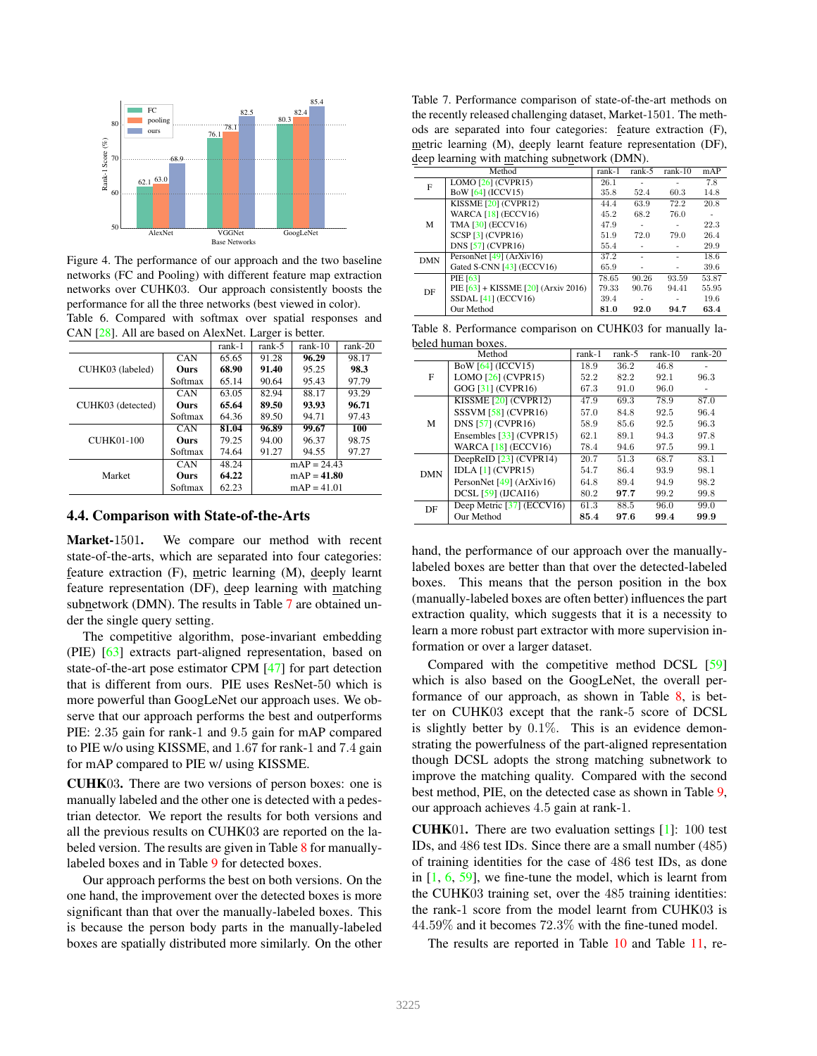Figure 4. The performance of our approach and the two baseline networks (FC and Pooling) with different feature map extraction networks over CUHK03. Our approach consistently boosts the performance for all the three networks (best viewed in color).

Table 6. Compared with softmax over spatial responses and CAN [28]. All are based on AlexNet. Larger is better.

| | | rank-1 | rank-5 | rank-10 | rank-20 |
|---|---|---|---|---|---|
| CUHK03 (labeled) | CAN | 65.65 | 91.28 | **96.29** | 98.17 |
| | **Ours** | **68.90** | **91.40** | 95.25 | **98.3** |
| | Softmax | 65.14 | 90.64 | 95.43 | 97.79 |
| CUHK03 (detected) | CAN | 63.05 | 82.94 | 88.17 | 93.29 |
| | **Ours** | **65.64** | **89.50** | **93.93** | **96.71** |
| | Softmax | 64.36 | 89.50 | 94.71 | 97.43 |
| CUHK01-100 | CAN | **81.04** | **96.89** | **99.67** | **100** |
| | **Ours** | 79.25 | 94.00 | 96.37 | 98.75 |
| | Softmax | 74.64 | 91.27 | 94.55 | 97.27 |
| Market | CAN | 48.24 | mAP = 24.43 | | |
| | **Ours** | **64.22** | mAP = **41.80** | | |
| | Softmax | 62.23 | mAP = 41.01 | | |

## 4.4. Comparison with State-of-the-Arts

**Market-1501.** We compare our method with recent state-of-the-arts, which are separated into four categories: feature extraction (F), metric learning (M), deeply learnt feature representation (DF), deep learning with matching subnetwork (DMN). The results in Table 7 are obtained under the single query setting.

The competitive algorithm, pose-invariant embedding (PIE) [63] extracts part-aligned representation, based on state-of-the-art pose estimator CPM [47] for part detection that is different from ours. PIE uses ResNet-50 which is more powerful than GoogLeNet our approach uses. We observe that our approach performs the best and outperforms PIE: 2.35 gain for rank-1 and 9.5 gain for mAP compared to PIE w/o using KISSME, and 1.67 for rank-1 and 7.4 gain for mAP compared to PIE w/ using KISSME.

**CUHK03.** There are two versions of person boxes: one is manually labeled and the other one is detected with a pedestrian detector. We report the results for both versions and all the previous results on CUHK03 are reported on the labeled version. The results are given in Table 8 for manually-labeled boxes and in Table 9 for detected boxes.

Our approach performs the best on both versions. On the one hand, the improvement over the detected boxes is more significant than that over the manually-labeled boxes. This is because the person body parts in the manually-labeled boxes are spatially distributed more similarly. On the other hand, the performance of our approach over the manually-labeled boxes are better than that over the detected-labeled boxes. This means that the person position in the box (manually-labeled boxes are often better) influences the part extraction quality, which suggests that it is a necessity to learn a more robust part extractor with more supervision information or over a larger dataset.

Compared with the competitive method DCSL [59] which is also based on the GoogLeNet, the overall performance of our approach, as shown in Table 8, is better on CUHK03 except that the rank-5 score of DCSL is slightly better by 0.1%. This is an evidence demonstrating the powerfulness of the part-aligned representation though DCSL adopts the strong matching subnetwork to improve the matching quality. Compared with the second best method, PIE, on the detected case as shown in Table 9, our approach achieves 4.5 gain at rank-1.

**CUHK01.** There are two evaluation settings [1]: 100 test IDs, and 486 test IDs. Since there are a small number (485) of training identities for the case of 486 test IDs, as done in [1, 6, 59], we fine-tune the model, which is learnt from the CUHK03 training set, over the 485 training identities: the rank-1 score from the model learnt from CUHK03 is 44.59% and it becomes 72.3% with the fine-tuned model.

The results are reported in Table 10 and Table 11, re-

Table 7. Performance comparison of state-of-the-art methods on the recently released challenging dataset, Market-1501. The methods are separated into four categories: feature extraction (F), metric learning (M), deeply learnt feature representation (DF), deep learning with matching subnetwork (DMN).

| | Method | rank-1 | rank-5 | rank-10 | mAP |
|---|---|---|---|---|---|
| F | LOMO [26] (CVPR15) | 26.1 | - | - | 7.8 |
| | BoW [64] (ICCV15) | 35.8 | 52.4 | 60.3 | 14.8 |
| M | KISSME [20] (CVPR12) | 44.4 | 63.9 | 72.2 | 20.8 |
| | WARCA [18] (ECCV16) | 45.2 | 68.2 | 76.0 | - |
| | TMA [30] (ECCV16) | 47.9 | - | - | 22.3 |
| | SCSP [3] (CVPR16) | 51.9 | 72.0 | 79.0 | 26.4 |
| | DNS [57] (CVPR16) | 55.4 | - | - | 29.9 |
| DMN | PersonNet [49] (ArXiv16) | 37.2 | - | - | 18.6 |
| | Gated S-CNN [43] (ECCV16) | 65.9 | - | - | 39.6 |
| DF | PIE [63] | 78.65 | 90.26 | 93.59 | 53.87 |
| | PIE [63] + KISSME [20] (Arxiv 2016) | 79.33 | 90.76 | 94.41 | 55.95 |
| | SSDAL [41] (ECCV16) | 39.4 | - | - | 19.6 |
| | Our Method | **81.0** | **92.0** | **94.7** | **63.4** |

Table 8. Performance comparison on CUHK03 for manually labeled human boxes.

| | Method | rank-1 | rank-5 | rank-10 | rank-20 |
|---|---|---|---|---|---|
| F | BoW [64] (ICCV15) | 18.9 | 36.2 | 46.8 | - |
| | LOMO [26] (CVPR15) | 52.2 | 82.2 | 92.1 | 96.3 |
| | GOG [31] (CVPR16) | 67.3 | 91.0 | 96.0 | - |
| M | KISSME [20] (CVPR12) | 47.9 | 69.3 | 78.9 | 87.0 |
| | SSSVM [58] (CVPR16) | 57.0 | 84.8 | 92.5 | 96.4 |
| | DNS [57] (CVPR16) | 58.9 | 85.6 | 92.5 | 96.3 |
| | Ensembles [33] (CVPR15) | 62.1 | 89.1 | 94.3 | 97.8 |
| | WARCA [18] (ECCV16) | 78.4 | 94.6 | 97.5 | 99.1 |
| DMN | DeepReID [23] (CVPR14) | 20.7 | 51.3 | 68.7 | 83.1 |
| | IDLA [1] (CVPR15) | 54.7 | 86.4 | 93.9 | 98.1 |
| | PersonNet [49] (ArXiv16) | 64.8 | 89.4 | 94.9 | 98.2 |
| | DCSL [59] (IJCAI16) | 80.2 | **97.7** | 99.2 | 99.8 |
| DF | Deep Metric [37] (ECCV16) | 61.3 | 88.5 | 96.0 | 99.0 |
| | Our Method | **85.4** | 97.6 | **99.4** | **99.9** |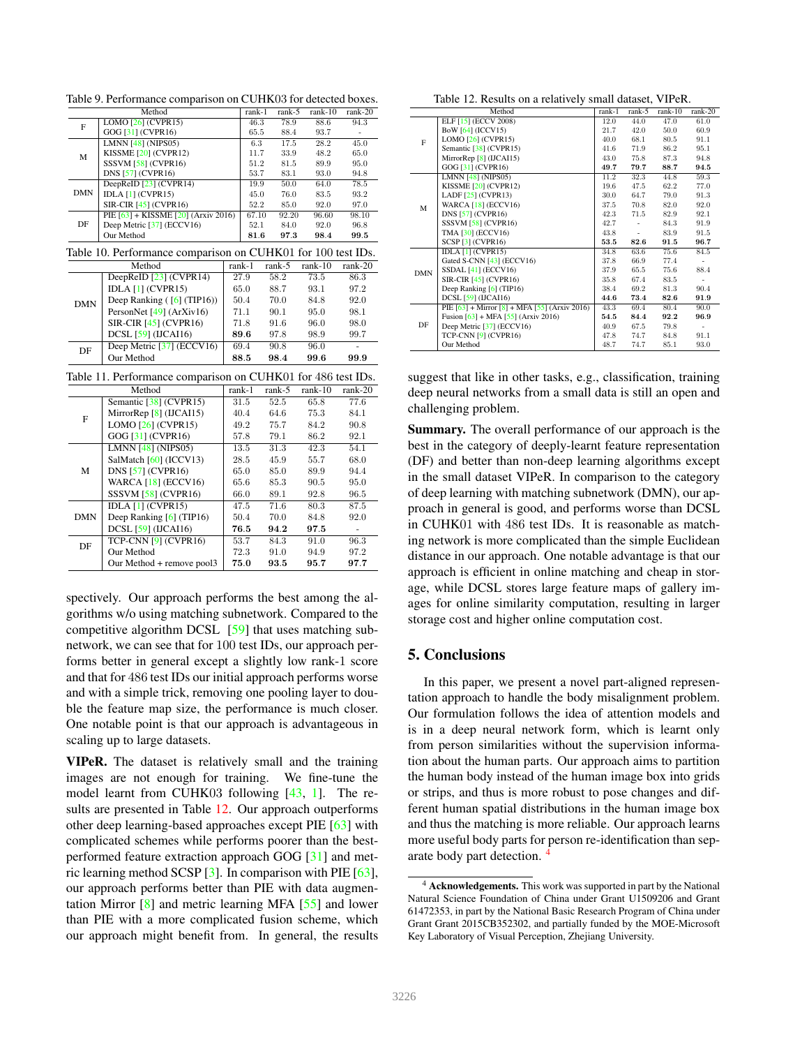Table 9. Performance comparison on CUHK03 for detected boxes.

| | Method | rank-1 | rank-5 | rank-10 | rank-20 |
|---|---|---|---|---|---|
| F | LOMO [26] (CVPR15) | 46.3 | 78.9 | 88.6 | 94.3 |
| | GOG [31] (CVPR16) | 65.5 | 88.4 | 93.7 | - |
| M | LMNN [48] (NIPS05) | 6.3 | 17.5 | 28.2 | 45.0 |
| | KISSME [20] (CVPR12) | 11.7 | 33.9 | 48.2 | 65.0 |
| | SSSVM [58] (CVPR16) | 51.2 | 81.5 | 89.9 | 95.0 |
| | DNS [57] (CVPR16) | 53.7 | 83.1 | 93.0 | 94.8 |
| DMN | DeepReID [23] (CVPR14) | 19.9 | 50.0 | 64.0 | 78.5 |
| | IDLA [1] (CVPR15) | 45.0 | 76.0 | 83.5 | 93.2 |
| | SIR-CIR [45] (CVPR16) | 52.2 | 85.0 | 92.0 | 97.0 |
| DF | PIE [63] + KISSME [20] (Arxiv 2016) | 67.10 | 92.20 | 96.60 | 98.10 |
| | Deep Metric [37] (ECCV16) | 52.1 | 84.0 | 92.0 | 96.8 |
| | Our Method | **81.6** | **97.3** | **98.4** | **99.5** |

Table 10. Performance comparison on CUHK01 for 100 test IDs.

| | Method | rank-1 | rank-5 | rank-10 | rank-20 |
|---|---|---|---|---|---|
| DMN | DeepReID [23] (CVPR14) | 27.9 | 58.2 | 73.5 | 86.3 |
| | IDLA [1] (CVPR15) | 65.0 | 88.7 | 93.1 | 97.2 |
| | Deep Ranking ( [6] (TIP16)) | 50.4 | 70.0 | 84.8 | 92.0 |
| | PersonNet [49] (ArXiv16) | 71.1 | 90.1 | 95.0 | 98.1 |
| | SIR-CIR [45] (CVPR16) | 71.8 | 91.6 | 96.0 | 98.0 |
| | DCSL [59] (IJCAI16) | **89.6** | 97.8 | 98.9 | 99.7 |
| DF | Deep Metric [37] (ECCV16) | 69.4 | 90.8 | 96.0 | - |
| | Our Method | 88.5 | **98.4** | **99.6** | **99.9** |

Table 11. Performance comparison on CUHK01 for 486 test IDs.

| | Method | rank-1 | rank-5 | rank-10 | rank-20 |
|---|---|---|---|---|---|
| F | Semantic [38] (CVPR15) | 31.5 | 52.5 | 65.8 | 77.6 |
| | MirrorRep [8] (IJCAI15) | 40.4 | 64.6 | 75.3 | 84.1 |
| | LOMO [26] (CVPR15) | 49.2 | 75.7 | 84.2 | 90.8 |
| | GOG [31] (CVPR16) | 57.8 | 79.1 | 86.2 | 92.1 |
| M | LMNN [48] (NIPS05) | 13.5 | 31.3 | 42.3 | 54.1 |
| | SalMatch [60] (ICCV13) | 28.5 | 45.9 | 55.7 | 68.0 |
| | DNS [57] (CVPR16) | 65.0 | 85.0 | 89.9 | 94.4 |
| | WARCA [18] (ECCV16) | 65.6 | 85.3 | 90.5 | 95.0 |
| | SSSVM [58] (CVPR16) | 66.0 | 89.1 | 92.8 | 96.5 |
| DMN | IDLA [1] (CVPR15) | 47.5 | 71.6 | 80.3 | 87.5 |
| | Deep Ranking [6] (TIP16) | 50.4 | 70.0 | 84.8 | 92.0 |
| | DCSL [59] (IJCAI16) | **76.5** | **94.2** | **97.5** | - |
| DF | TCP-CNN [9] (CVPR16) | 53.7 | 84.3 | 91.0 | 96.3 |
| | Our Method | 72.3 | 91.0 | 94.9 | 97.2 |
| | Our Method + remove pool3 | **75.0** | **93.5** | **95.7** | **97.7** |

spectively. Our approach performs the best among the algorithms w/o using matching subnetwork. Compared to the competitive algorithm DCSL [59] that uses matching subnetwork, we can see that for 100 test IDs, our approach performs better in general except a slightly low rank-1 score and that for 486 test IDs our initial approach performs worse and with a simple trick, removing one pooling layer to double the feature map size, the performance is much closer. One notable point is that our approach is advantageous in scaling up to large datasets.

**VIPeR.** The dataset is relatively small and the training images are not enough for training. We fine-tune the model learnt from CUHK03 following [43, 1]. The results are presented in Table 12. Our approach outperforms other deep learning-based approaches except PIE [63] with complicated schemes while performs poorer than the best-performed feature extraction approach GOG [31] and metric learning method SCSP [3]. In comparison with PIE [63], our approach performs better than PIE with data augmentation Mirror [8] and metric learning MFA [55] and lower than PIE with a more complicated fusion scheme, which our approach might benefit from. In general, the results

Table 12. Results on a relatively small dataset, VIPeR.

| | Method | rank-1 | rank-5 | rank-10 | rank-20 |
|---|---|---|---|---|---|
| F | ELF [15] (ECCV 2008) | 12.0 | 44.0 | 47.0 | 61.0 |
| | BoW [64] (ICCV15) | 21.7 | 42.0 | 50.0 | 60.9 |
| | LOMO [26] (CVPR15) | 40.0 | 68.1 | 80.5 | 91.1 |
| | Semantic [38] (CVPR15) | 41.6 | 71.9 | 86.2 | 95.1 |
| | MirrorRep [8] (IJCAI15) | 43.0 | 75.8 | 87.3 | 94.8 |
| | GOG [31] (CVPR16) | **49.7** | **79.7** | **88.7** | **94.5** |
| M | LMNN [48] (NIPS05) | 11.2 | 32.3 | 44.8 | 59.3 |
| | KISSME [20] (CVPR12) | 19.6 | 47.5 | 62.2 | 77.0 |
| | LADF [25] (CVPR13) | 30.0 | 64.7 | 79.0 | 91.3 |
| | WARCA [18] (ECCV16) | 37.5 | 70.8 | 82.0 | 92.0 |
| | DNS [57] (CVPR16) | 42.3 | 71.5 | 82.9 | 92.1 |
| | SSSVM [58] (CVPR16) | 42.7 | - | 84.3 | 91.9 |
| | TMA [30] (ECCV16) | 43.8 | - | 83.9 | 91.5 |
| | SCSP [3] (CVPR16) | **53.5** | **82.6** | **91.5** | **96.7** |
| DMN | IDLA [1] (CVPR15) | 34.8 | 63.6 | 75.6 | 84.5 |
| | Gated S-CNN [43] (ECCV16) | 37.8 | 66.9 | 77.4 | - |
| | SSDAL [41] (ECCV16) | 37.9 | 65.5 | 75.6 | 88.4 |
| | SIR-CIR [45] (CVPR16) | 35.8 | 67.4 | 83.5 | - |
| | Deep Ranking [6] (TIP16) | 38.4 | 69.2 | 81.3 | 90.4 |
| | DCSL [59] (IJCAI16) | **44.6** | **73.4** | **82.6** | **91.9** |
| DF | PIE [63] + Mirror [8] + MFA [55] (Arxiv 2016) | 43.3 | 69.4 | 80.4 | 90.0 |
| | Fusion [63] + MFA [55] (Arxiv 2016) | **54.5** | **84.4** | **92.2** | **96.9** |
| | Deep Metric [37] (ECCV16) | 40.9 | 67.5 | 79.8 | - |
| | TCP-CNN [9] (CVPR16) | 47.8 | 74.7 | 84.8 | 91.1 |
| | Our Method | 48.7 | 74.7 | 85.1 | 93.0 |

suggest that like in other tasks, e.g., classification, training deep neural networks from a small data is still an open and challenging problem.

**Summary.** The overall performance of our approach is the best in the category of deeply-learnt feature representation (DF) and better than non-deep learning algorithms except in the small dataset VIPeR. In comparison to the category of deep learning with matching subnetwork (DMN), our approach in general is good, and performs worse than DCSL in CUHK01 with 486 test IDs. It is reasonable as matching network is more complicated than the simple Euclidean distance in our approach. One notable advantage is that our approach is efficient in online matching and cheap in storage, while DCSL stores large feature maps of gallery images for online similarity computation, resulting in larger storage cost and higher online computation cost.

## 5. Conclusions

In this paper, we present a novel part-aligned representation approach to handle the body misalignment problem. Our formulation follows the idea of attention models and is in a deep neural network form, which is learnt only from person similarities without the supervision information about the human parts. Our approach aims to partition the human body instead of the human image box into grids or strips, and thus is more robust to pose changes and different human spatial distributions in the human image box and thus the matching is more reliable. Our approach learns more useful body parts for person re-identification than separate body part detection. [4]

[4] **Acknowledgements.** This work was supported in part by the National Natural Science Foundation of China under Grant U1509206 and Grant 61472353, in part by the National Basic Research Program of China under Grant Grant 2015CB352302, and partially funded by the MOE-Microsoft Key Laboratory of Visual Perception, Zhejiang University.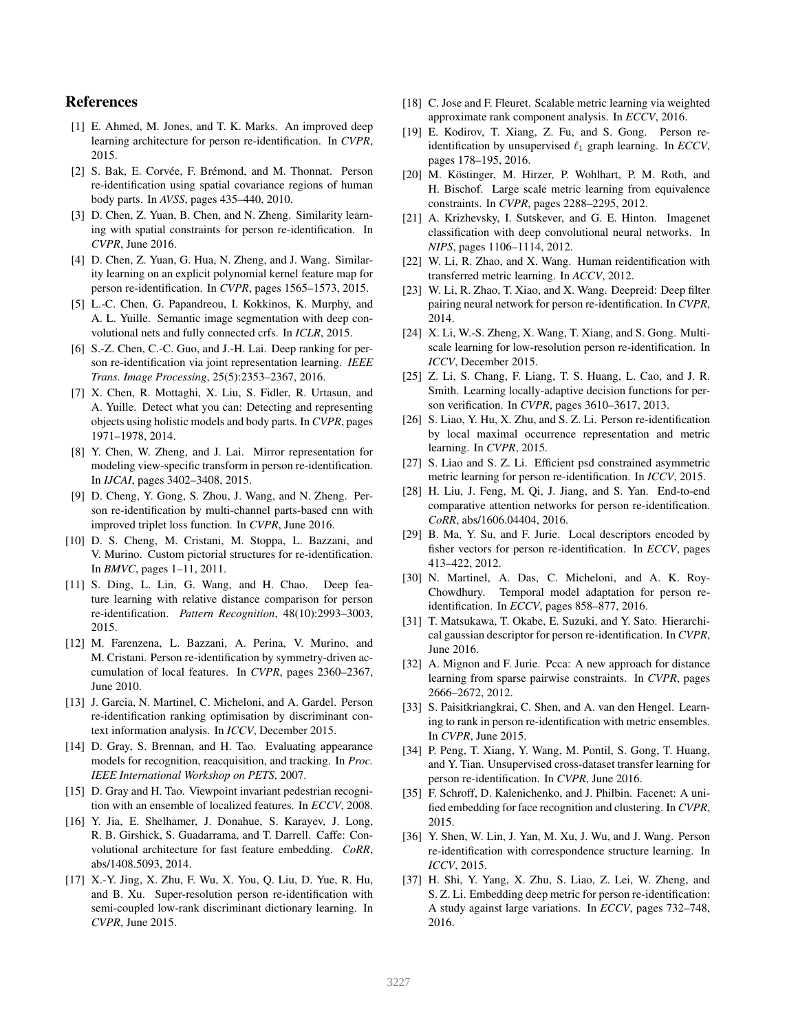## References

[1] E. Ahmed, M. Jones, and T. K. Marks. An improved deep learning architecture for person re-identification. In *CVPR*, 2015.

[2] S. Bak, E. Corvée, F. Brémond, and M. Thonnat. Person re-identification using spatial covariance regions of human body parts. In *AVSS*, pages 435–440, 2010.

[3] D. Chen, Z. Yuan, B. Chen, and N. Zheng. Similarity learning with spatial constraints for person re-identification. In *CVPR*, June 2016.

[4] D. Chen, Z. Yuan, G. Hua, N. Zheng, and J. Wang. Similarity learning on an explicit polynomial kernel feature map for person re-identification. In *CVPR*, pages 1565–1573, 2015.

[5] L.-C. Chen, G. Papandreou, I. Kokkinos, K. Murphy, and A. L. Yuille. Semantic image segmentation with deep convolutional nets and fully connected crfs. In *ICLR*, 2015.

[6] S.-Z. Chen, C.-C. Guo, and J.-H. Lai. Deep ranking for person re-identification via joint representation learning. *IEEE Trans. Image Processing*, 25(5):2353–2367, 2016.

[7] X. Chen, R. Mottaghi, X. Liu, S. Fidler, R. Urtasun, and A. Yuille. Detect what you can: Detecting and representing objects using holistic models and body parts. In *CVPR*, pages 1971–1978, 2014.

[8] Y. Chen, W. Zheng, and J. Lai. Mirror representation for modeling view-specific transform in person re-identification. In *IJCAI*, pages 3402–3408, 2015.

[9] D. Cheng, Y. Gong, S. Zhou, J. Wang, and N. Zheng. Person re-identification by multi-channel parts-based cnn with improved triplet loss function. In *CVPR*, June 2016.

[10] D. S. Cheng, M. Cristani, M. Stoppa, L. Bazzani, and V. Murino. Custom pictorial structures for re-identification. In *BMVC*, pages 1–11, 2011.

[11] S. Ding, L. Lin, G. Wang, and H. Chao. Deep feature learning with relative distance comparison for person re-identification. *Pattern Recognition*, 48(10):2993–3003, 2015.

[12] M. Farenzena, L. Bazzani, A. Perina, V. Murino, and M. Cristani. Person re-identification by symmetry-driven accumulation of local features. In *CVPR*, pages 2360–2367, June 2010.

[13] J. Garcia, N. Martinel, C. Micheloni, and A. Gardel. Person re-identification ranking optimisation by discriminant context information analysis. In *ICCV*, December 2015.

[14] D. Gray, S. Brennan, and H. Tao. Evaluating appearance models for recognition, reacquisition, and tracking. In *Proc. IEEE International Workshop on PETS*, 2007.

[15] D. Gray and H. Tao. Viewpoint invariant pedestrian recognition with an ensemble of localized features. In *ECCV*, 2008.

[16] Y. Jia, E. Shelhamer, J. Donahue, S. Karayev, J. Long, R. B. Girshick, S. Guadarrama, and T. Darrell. Caffe: Convolutional architecture for fast feature embedding. *CoRR*, abs/1408.5093, 2014.

[17] X.-Y. Jing, X. Zhu, F. Wu, X. You, Q. Liu, D. Yue, R. Hu, and B. Xu. Super-resolution person re-identification with semi-coupled low-rank discriminant dictionary learning. In *CVPR*, June 2015.

[18] C. Jose and F. Fleuret. Scalable metric learning via weighted approximate rank component analysis. In *ECCV*, 2016.

[19] E. Kodirov, T. Xiang, Z. Fu, and S. Gong. Person re-identification by unsupervised $\ell_1$ graph learning. In *ECCV*, pages 178–195, 2016.

[20] M. Köstinger, M. Hirzer, P. Wohlhart, P. M. Roth, and H. Bischof. Large scale metric learning from equivalence constraints. In *CVPR*, pages 2288–2295, 2012.

[21] A. Krizhevsky, I. Sutskever, and G. E. Hinton. Imagenet classification with deep convolutional neural networks. In *NIPS*, pages 1106–1114, 2012.

[22] W. Li, R. Zhao, and X. Wang. Human reidentification with transferred metric learning. In *ACCV*, 2012.

[23] W. Li, R. Zhao, T. Xiao, and X. Wang. Deepreid: Deep filter pairing neural network for person re-identification. In *CVPR*, 2014.

[24] X. Li, W.-S. Zheng, X. Wang, T. Xiang, and S. Gong. Multi-scale learning for low-resolution person re-identification. In *ICCV*, December 2015.

[25] Z. Li, S. Chang, F. Liang, T. S. Huang, L. Cao, and J. R. Smith. Learning locally-adaptive decision functions for person verification. In *CVPR*, pages 3610–3617, 2013.

[26] S. Liao, Y. Hu, X. Zhu, and S. Z. Li. Person re-identification by local maximal occurrence representation and metric learning. In *CVPR*, 2015.

[27] S. Liao and S. Z. Li. Efficient psd constrained asymmetric metric learning for person re-identification. In *ICCV*, 2015.

[28] H. Liu, J. Feng, M. Qi, J. Jiang, and S. Yan. End-to-end comparative attention networks for person re-identification. *CoRR*, abs/1606.04404, 2016.

[29] B. Ma, Y. Su, and F. Jurie. Local descriptors encoded by fisher vectors for person re-identification. In *ECCV*, pages 413–422, 2012.

[30] N. Martinel, A. Das, C. Micheloni, and A. K. Roy-Chowdhury. Temporal model adaptation for person re-identification. In *ECCV*, pages 858–877, 2016.

[31] T. Matsukawa, T. Okabe, E. Suzuki, and Y. Sato. Hierarchical gaussian descriptor for person re-identification. In *CVPR*, June 2016.

[32] A. Mignon and F. Jurie. Pcca: A new approach for distance learning from sparse pairwise constraints. In *CVPR*, pages 2666–2672, 2012.

[33] S. Paisitkriangkrai, C. Shen, and A. van den Hengel. Learning to rank in person re-identification with metric ensembles. In *CVPR*, June 2015.

[34] P. Peng, T. Xiang, Y. Wang, M. Pontil, S. Gong, T. Huang, and Y. Tian. Unsupervised cross-dataset transfer learning for person re-identification. In *CVPR*, June 2016.

[35] F. Schroff, D. Kalenichenko, and J. Philbin. Facenet: A unified embedding for face recognition and clustering. In *CVPR*, 2015.

[36] Y. Shen, W. Lin, J. Yan, M. Xu, J. Wu, and J. Wang. Person re-identification with correspondence structure learning. In *ICCV*, 2015.

[37] H. Shi, Y. Yang, X. Zhu, S. Liao, Z. Lei, W. Zheng, and S. Z. Li. Embedding deep metric for person re-identification: A study against large variations. In *ECCV*, pages 732–748, 2016.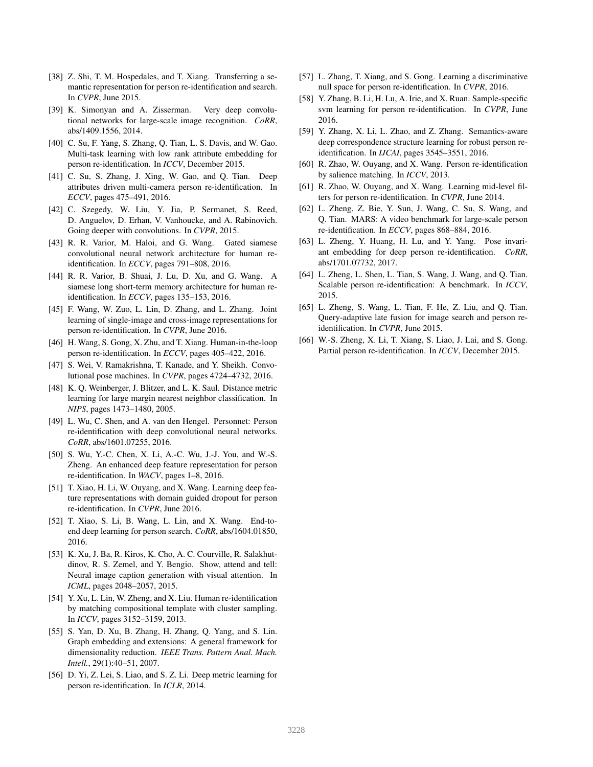[38] Z. Shi, T. M. Hospedales, and T. Xiang. Transferring a semantic representation for person re-identification and search. In *CVPR*, June 2015.

[39] K. Simonyan and A. Zisserman. Very deep convolutional networks for large-scale image recognition. *CoRR*, abs/1409.1556, 2014.

[40] C. Su, F. Yang, S. Zhang, Q. Tian, L. S. Davis, and W. Gao. Multi-task learning with low rank attribute embedding for person re-identification. In *ICCV*, December 2015.

[41] C. Su, S. Zhang, J. Xing, W. Gao, and Q. Tian. Deep attributes driven multi-camera person re-identification. In *ECCV*, pages 475–491, 2016.

[42] C. Szegedy, W. Liu, Y. Jia, P. Sermanet, S. Reed, D. Anguelov, D. Erhan, V. Vanhoucke, and A. Rabinovich. Going deeper with convolutions. In *CVPR*, 2015.

[43] R. R. Varior, M. Haloi, and G. Wang. Gated siamese convolutional neural network architecture for human re-identification. In *ECCV*, pages 791–808, 2016.

[44] R. R. Varior, B. Shuai, J. Lu, D. Xu, and G. Wang. A siamese long short-term memory architecture for human re-identification. In *ECCV*, pages 135–153, 2016.

[45] F. Wang, W. Zuo, L. Lin, D. Zhang, and L. Zhang. Joint learning of single-image and cross-image representations for person re-identification. In *CVPR*, June 2016.

[46] H. Wang, S. Gong, X. Zhu, and T. Xiang. Human-in-the-loop person re-identification. In *ECCV*, pages 405–422, 2016.

[47] S. Wei, V. Ramakrishna, T. Kanade, and Y. Sheikh. Convolutional pose machines. In *CVPR*, pages 4724–4732, 2016.

[48] K. Q. Weinberger, J. Blitzer, and L. K. Saul. Distance metric learning for large margin nearest neighbor classification. In *NIPS*, pages 1473–1480, 2005.

[49] L. Wu, C. Shen, and A. van den Hengel. Personnet: Person re-identification with deep convolutional neural networks. *CoRR*, abs/1601.07255, 2016.

[50] S. Wu, Y.-C. Chen, X. Li, A.-C. Wu, J.-J. You, and W.-S. Zheng. An enhanced deep feature representation for person re-identification. In *WACV*, pages 1–8, 2016.

[51] T. Xiao, H. Li, W. Ouyang, and X. Wang. Learning deep feature representations with domain guided dropout for person re-identification. In *CVPR*, June 2016.

[52] T. Xiao, S. Li, B. Wang, L. Lin, and X. Wang. End-to-end deep learning for person search. *CoRR*, abs/1604.01850, 2016.

[53] K. Xu, J. Ba, R. Kiros, K. Cho, A. C. Courville, R. Salakhutdinov, R. S. Zemel, and Y. Bengio. Show, attend and tell: Neural image caption generation with visual attention. In *ICML*, pages 2048–2057, 2015.

[54] Y. Xu, L. Lin, W. Zheng, and X. Liu. Human re-identification by matching compositional template with cluster sampling. In *ICCV*, pages 3152–3159, 2013.

[55] S. Yan, D. Xu, B. Zhang, H. Zhang, Q. Yang, and S. Lin. Graph embedding and extensions: A general framework for dimensionality reduction. *IEEE Trans. Pattern Anal. Mach. Intell.*, 29(1):40–51, 2007.

[56] D. Yi, Z. Lei, S. Liao, and S. Z. Li. Deep metric learning for person re-identification. In *ICLR*, 2014.

[57] L. Zhang, T. Xiang, and S. Gong. Learning a discriminative null space for person re-identification. In *CVPR*, 2016.

[58] Y. Zhang, B. Li, H. Lu, A. Irie, and X. Ruan. Sample-specific svm learning for person re-identification. In *CVPR*, June 2016.

[59] Y. Zhang, X. Li, L. Zhao, and Z. Zhang. Semantics-aware deep correspondence structure learning for robust person re-identification. In *IJCAI*, pages 3545–3551, 2016.

[60] R. Zhao, W. Ouyang, and X. Wang. Person re-identification by salience matching. In *ICCV*, 2013.

[61] R. Zhao, W. Ouyang, and X. Wang. Learning mid-level filters for person re-identification. In *CVPR*, June 2014.

[62] L. Zheng, Z. Bie, Y. Sun, J. Wang, C. Su, S. Wang, and Q. Tian. MARS: A video benchmark for large-scale person re-identification. In *ECCV*, pages 868–884, 2016.

[63] L. Zheng, Y. Huang, H. Lu, and Y. Yang. Pose invariant embedding for deep person re-identification. *CoRR*, abs/1701.07732, 2017.

[64] L. Zheng, L. Shen, L. Tian, S. Wang, J. Wang, and Q. Tian. Scalable person re-identification: A benchmark. In *ICCV*, 2015.

[65] L. Zheng, S. Wang, L. Tian, F. He, Z. Liu, and Q. Tian. Query-adaptive late fusion for image search and person re-identification. In *CVPR*, June 2015.

[66] W.-S. Zheng, X. Li, T. Xiang, S. Liao, J. Lai, and S. Gong. Partial person re-identification. In *ICCV*, December 2015.